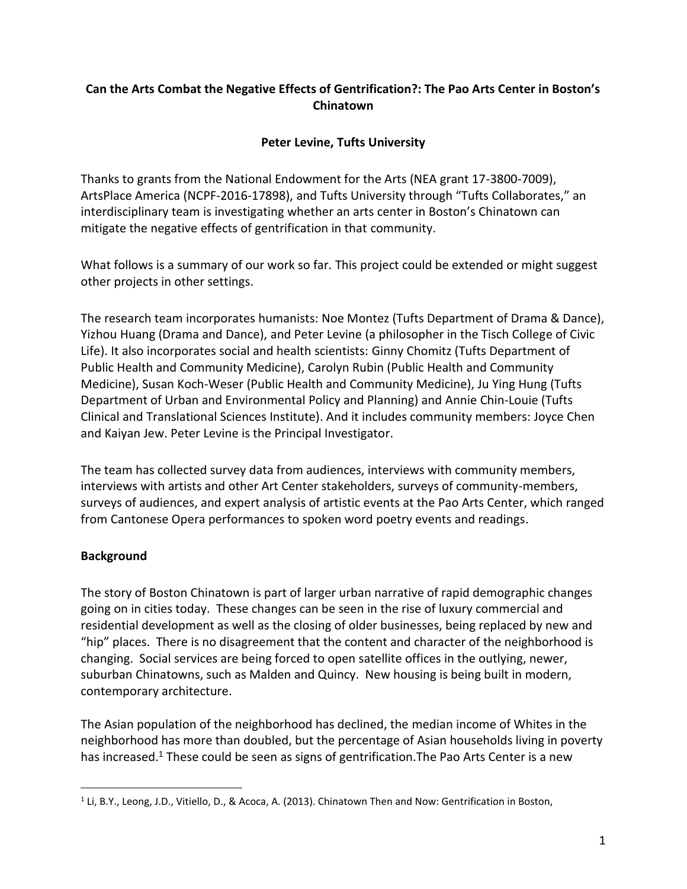# Can the Arts Combat the Negative Effects of Gentrification?: The Pao Arts Center in Boston's Chinatown

**Peter Levine, Tufts University**

Thanks to grants from the National Endowment for the Arts (NEA grant 17-3800-7009), ArtsPlace America (NCPF-2016-17898), and Tufts University through "Tufts Collaborates," an interdisciplinary team is investigating whether an arts center in Boston's Chinatown can mitigate the negative effects of gentrification in that community.

What follows is a summary of our work so far. This project could be extended or might suggest other projects in other settings.

The research team incorporates humanists: Noe Montez (Tufts Department of Drama & Dance), Yizhou Huang (Drama and Dance), and Peter Levine (a philosopher in the Tisch College of Civic Life). It also incorporates social and health scientists: Ginny Chomitz (Tufts Department of Public Health and Community Medicine), Carolyn Rubin (Public Health and Community Medicine), Susan Koch-Weser (Public Health and Community Medicine), Ju Ying Hung (Tufts Department of Urban and Environmental Policy and Planning) and Annie Chin-Louie (Tufts Clinical and Translational Sciences Institute). And it includes community members: Joyce Chen and Kaiyan Jew. Peter Levine is the Principal Investigator.

The team has collected survey data from audiences, interviews with community members, interviews with artists and other Art Center stakeholders, surveys of community-members, surveys of audiences, and expert analysis of artistic events at the Pao Arts Center, which ranged from Cantonese Opera performances to spoken word poetry events and readings.

## Background

The story of Boston Chinatown is part of larger urban narrative of rapid demographic changes going on in cities today. These changes can be seen in the rise of luxury commercial and residential development as well as the closing of older businesses, being replaced by new and "hip" places. There is no disagreement that the content and character of the neighborhood is changing. Social services are being forced to open satellite offices in the outlying, newer, suburban Chinatowns, such as Malden and Quincy. New housing is being built in modern, contemporary architecture.

The Asian population of the neighborhood has declined, the median income of Whites in the neighborhood has more than doubled, but the percentage of Asian households living in poverty has increased.[1] These could be seen as signs of gentrification.The Pao Arts Center is a new

[1] Li, B.Y., Leong, J.D., Vitiello, D., & Acoca, A. (2013). Chinatown Then and Now: Gentrification in Boston,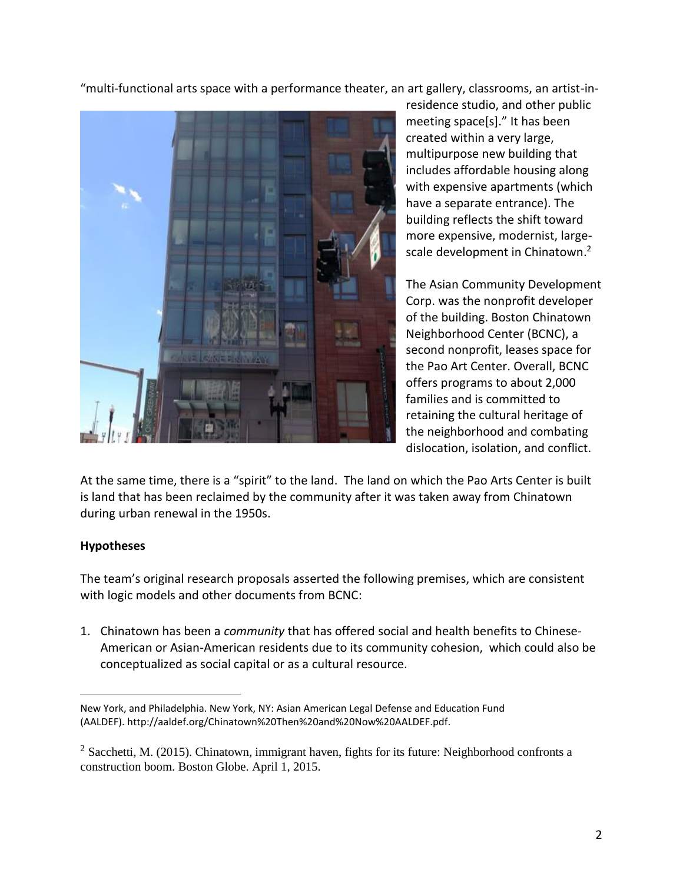"multi-functional arts space with a performance theater, an art gallery, classrooms, an artist-in-residence studio, and other public meeting space[s]." It has been created within a very large, multipurpose new building that includes affordable housing along with expensive apartments (which have a separate entrance). The building reflects the shift toward more expensive, modernist, large-scale development in Chinatown.[2]

The Asian Community Development Corp. was the nonprofit developer of the building. Boston Chinatown Neighborhood Center (BCNC), a second nonprofit, leases space for the Pao Art Center. Overall, BCNC offers programs to about 2,000 families and is committed to retaining the cultural heritage of the neighborhood and combating dislocation, isolation, and conflict.

At the same time, there is a "spirit" to the land. The land on which the Pao Arts Center is built is land that has been reclaimed by the community after it was taken away from Chinatown during urban renewal in the 1950s.

**Hypotheses**

The team's original research proposals asserted the following premises, which are consistent with logic models and other documents from BCNC:

1. Chinatown has been a *community* that has offered social and health benefits to Chinese-American or Asian-American residents due to its community cohesion, which could also be conceptualized as social capital or as a cultural resource.

---

New York, and Philadelphia. New York, NY: Asian American Legal Defense and Education Fund (AALDEF). http://aaldef.org/Chinatown%20Then%20and%20Now%20AALDEF.pdf.

[2] Sacchetti, M. (2015). Chinatown, immigrant haven, fights for its future: Neighborhood confronts a construction boom. Boston Globe. April 1, 2015.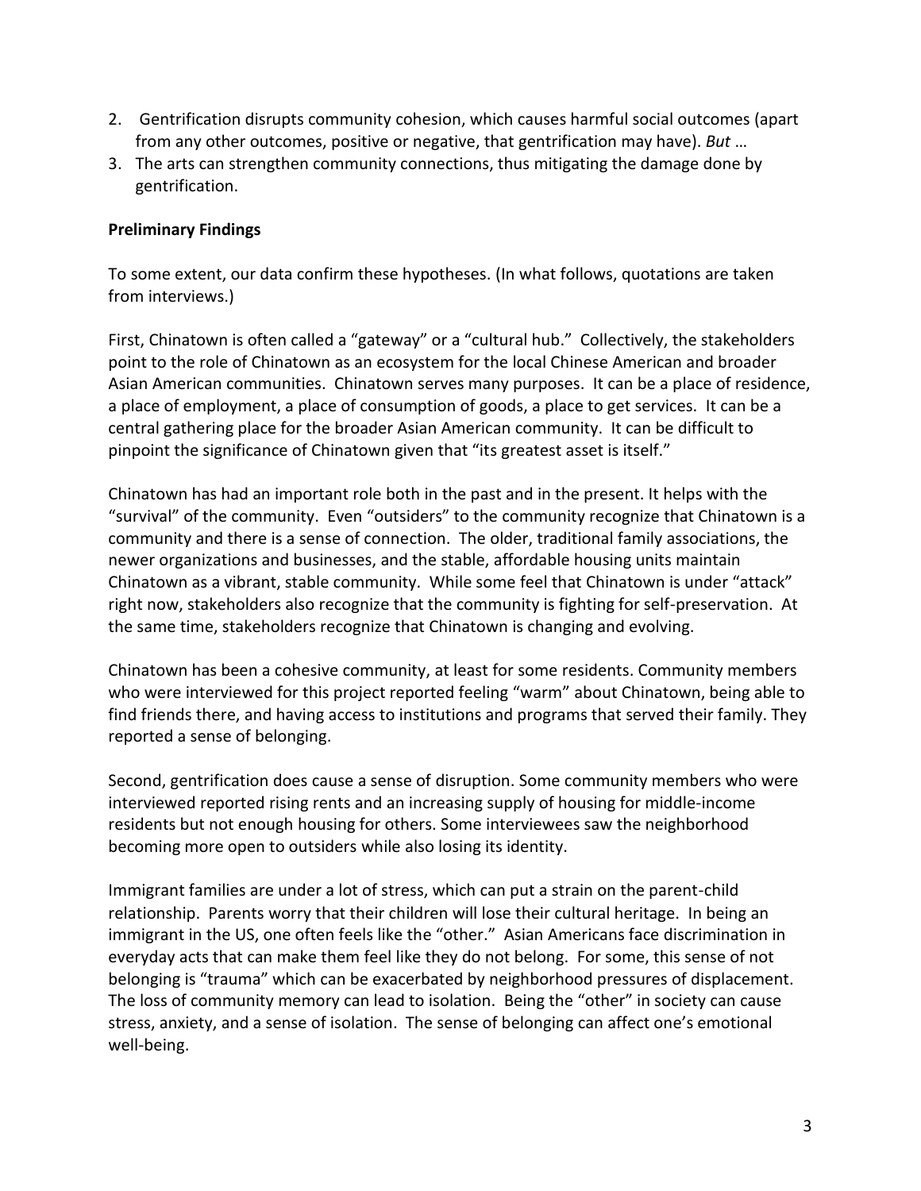2. Gentrification disrupts community cohesion, which causes harmful social outcomes (apart from any other outcomes, positive or negative, that gentrification may have). *But* …
3. The arts can strengthen community connections, thus mitigating the damage done by gentrification.

**Preliminary Findings**

To some extent, our data confirm these hypotheses. (In what follows, quotations are taken from interviews.)

First, Chinatown is often called a "gateway" or a "cultural hub." Collectively, the stakeholders point to the role of Chinatown as an ecosystem for the local Chinese American and broader Asian American communities. Chinatown serves many purposes. It can be a place of residence, a place of employment, a place of consumption of goods, a place to get services. It can be a central gathering place for the broader Asian American community. It can be difficult to pinpoint the significance of Chinatown given that "its greatest asset is itself."

Chinatown has had an important role both in the past and in the present. It helps with the "survival" of the community. Even "outsiders" to the community recognize that Chinatown is a community and there is a sense of connection. The older, traditional family associations, the newer organizations and businesses, and the stable, affordable housing units maintain Chinatown as a vibrant, stable community. While some feel that Chinatown is under "attack" right now, stakeholders also recognize that the community is fighting for self-preservation. At the same time, stakeholders recognize that Chinatown is changing and evolving.

Chinatown has been a cohesive community, at least for some residents. Community members who were interviewed for this project reported feeling "warm" about Chinatown, being able to find friends there, and having access to institutions and programs that served their family. They reported a sense of belonging.

Second, gentrification does cause a sense of disruption. Some community members who were interviewed reported rising rents and an increasing supply of housing for middle-income residents but not enough housing for others. Some interviewees saw the neighborhood becoming more open to outsiders while also losing its identity.

Immigrant families are under a lot of stress, which can put a strain on the parent-child relationship. Parents worry that their children will lose their cultural heritage. In being an immigrant in the US, one often feels like the "other." Asian Americans face discrimination in everyday acts that can make them feel like they do not belong. For some, this sense of not belonging is "trauma" which can be exacerbated by neighborhood pressures of displacement. The loss of community memory can lead to isolation. Being the "other" in society can cause stress, anxiety, and a sense of isolation. The sense of belonging can affect one's emotional well-being.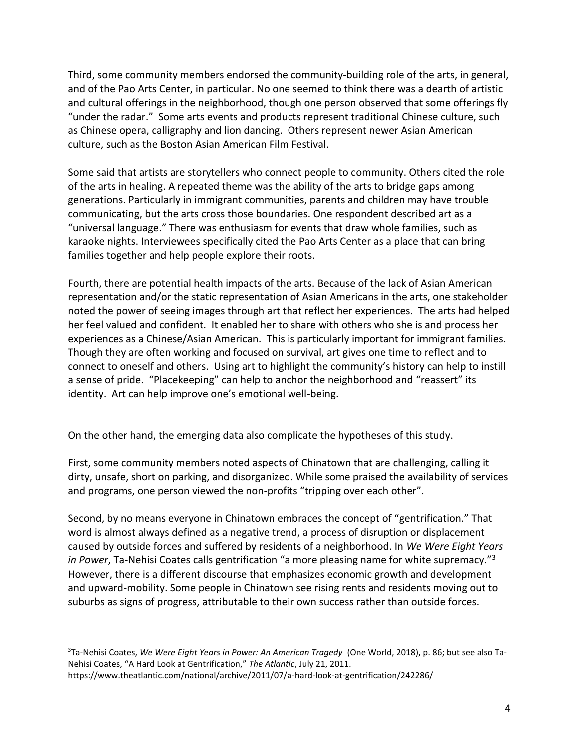Third, some community members endorsed the community-building role of the arts, in general, and of the Pao Arts Center, in particular. No one seemed to think there was a dearth of artistic and cultural offerings in the neighborhood, though one person observed that some offerings fly "under the radar." Some arts events and products represent traditional Chinese culture, such as Chinese opera, calligraphy and lion dancing. Others represent newer Asian American culture, such as the Boston Asian American Film Festival.

Some said that artists are storytellers who connect people to community. Others cited the role of the arts in healing. A repeated theme was the ability of the arts to bridge gaps among generations. Particularly in immigrant communities, parents and children may have trouble communicating, but the arts cross those boundaries. One respondent described art as a "universal language." There was enthusiasm for events that draw whole families, such as karaoke nights. Interviewees specifically cited the Pao Arts Center as a place that can bring families together and help people explore their roots.

Fourth, there are potential health impacts of the arts. Because of the lack of Asian American representation and/or the static representation of Asian Americans in the arts, one stakeholder noted the power of seeing images through art that reflect her experiences. The arts had helped her feel valued and confident. It enabled her to share with others who she is and process her experiences as a Chinese/Asian American. This is particularly important for immigrant families. Though they are often working and focused on survival, art gives one time to reflect and to connect to oneself and others. Using art to highlight the community's history can help to instill a sense of pride. "Placekeeping" can help to anchor the neighborhood and "reassert" its identity. Art can help improve one's emotional well-being.

On the other hand, the emerging data also complicate the hypotheses of this study.

First, some community members noted aspects of Chinatown that are challenging, calling it dirty, unsafe, short on parking, and disorganized. While some praised the availability of services and programs, one person viewed the non-profits "tripping over each other".

Second, by no means everyone in Chinatown embraces the concept of "gentrification." That word is almost always defined as a negative trend, a process of disruption or displacement caused by outside forces and suffered by residents of a neighborhood. In *We Were Eight Years in Power*, Ta-Nehisi Coates calls gentrification "a more pleasing name for white supremacy."[3] However, there is a different discourse that emphasizes economic growth and development and upward-mobility. Some people in Chinatown see rising rents and residents moving out to suburbs as signs of progress, attributable to their own success rather than outside forces.

---

[3] Ta-Nehisi Coates, *We Were Eight Years in Power: An American Tragedy* (One World, 2018), p. 86; but see also Ta-Nehisi Coates, "A Hard Look at Gentrification," *The Atlantic*, July 21, 2011. https://www.theatlantic.com/national/archive/2011/07/a-hard-look-at-gentrification/242286/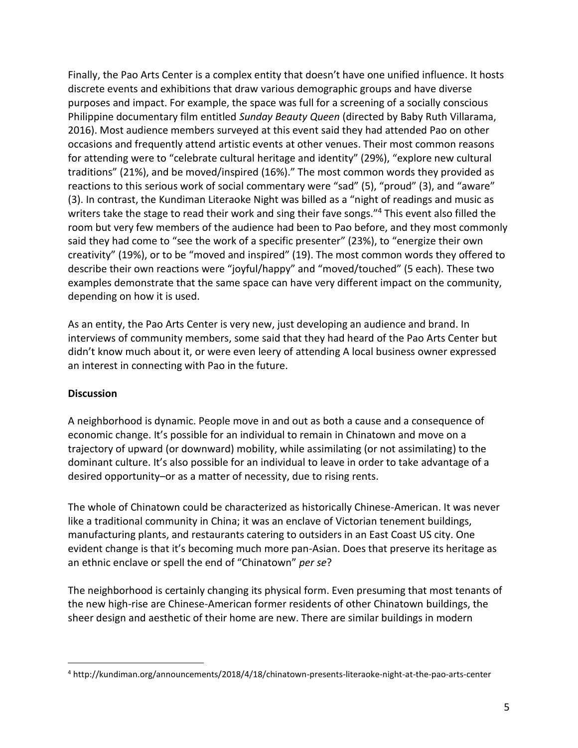Finally, the Pao Arts Center is a complex entity that doesn't have one unified influence. It hosts discrete events and exhibitions that draw various demographic groups and have diverse purposes and impact. For example, the space was full for a screening of a socially conscious Philippine documentary film entitled *Sunday Beauty Queen* (directed by Baby Ruth Villarama, 2016). Most audience members surveyed at this event said they had attended Pao on other occasions and frequently attend artistic events at other venues. Their most common reasons for attending were to "celebrate cultural heritage and identity" (29%), "explore new cultural traditions" (21%), and be moved/inspired (16%)." The most common words they provided as reactions to this serious work of social commentary were "sad" (5), "proud" (3), and "aware" (3). In contrast, the Kundiman Literaoke Night was billed as a "night of readings and music as writers take the stage to read their work and sing their fave songs."[4] This event also filled the room but very few members of the audience had been to Pao before, and they most commonly said they had come to "see the work of a specific presenter" (23%), to "energize their own creativity" (19%), or to be "moved and inspired" (19). The most common words they offered to describe their own reactions were "joyful/happy" and "moved/touched" (5 each). These two examples demonstrate that the same space can have very different impact on the community, depending on how it is used.

As an entity, the Pao Arts Center is very new, just developing an audience and brand. In interviews of community members, some said that they had heard of the Pao Arts Center but didn't know much about it, or were even leery of attending A local business owner expressed an interest in connecting with Pao in the future.

**Discussion**

A neighborhood is dynamic. People move in and out as both a cause and a consequence of economic change. It's possible for an individual to remain in Chinatown and move on a trajectory of upward (or downward) mobility, while assimilating (or not assimilating) to the dominant culture. It's also possible for an individual to leave in order to take advantage of a desired opportunity–or as a matter of necessity, due to rising rents.

The whole of Chinatown could be characterized as historically Chinese-American. It was never like a traditional community in China; it was an enclave of Victorian tenement buildings, manufacturing plants, and restaurants catering to outsiders in an East Coast US city. One evident change is that it's becoming much more pan-Asian. Does that preserve its heritage as an ethnic enclave or spell the end of "Chinatown" *per se*?

The neighborhood is certainly changing its physical form. Even presuming that most tenants of the new high-rise are Chinese-American former residents of other Chinatown buildings, the sheer design and aesthetic of their home are new. There are similar buildings in modern

[4] http://kundiman.org/announcements/2018/4/18/chinatown-presents-literaoke-night-at-the-pao-arts-center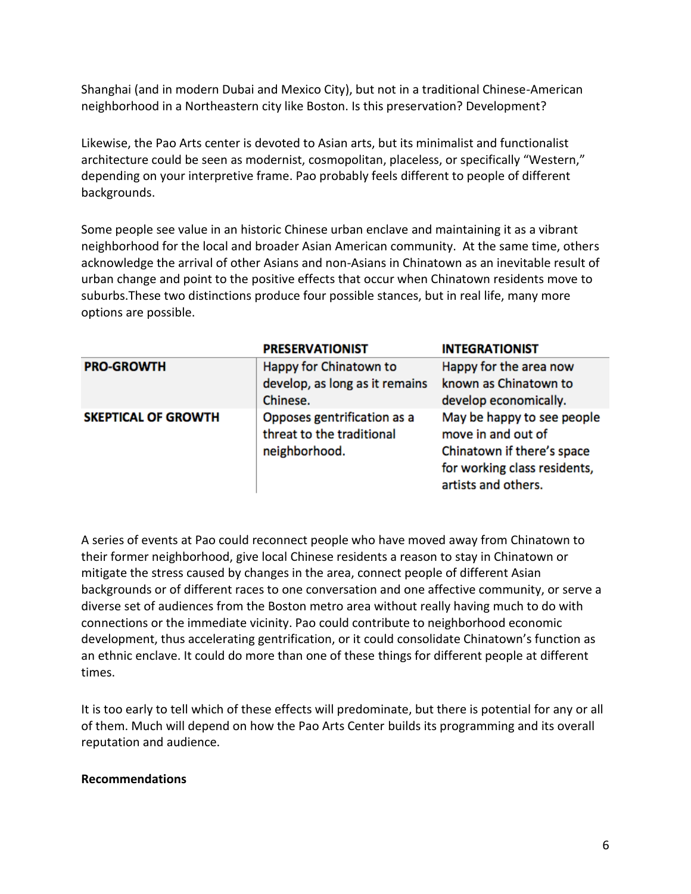Shanghai (and in modern Dubai and Mexico City), but not in a traditional Chinese-American neighborhood in a Northeastern city like Boston. Is this preservation? Development?

Likewise, the Pao Arts center is devoted to Asian arts, but its minimalist and functionalist architecture could be seen as modernist, cosmopolitan, placeless, or specifically "Western," depending on your interpretive frame. Pao probably feels different to people of different backgrounds.

Some people see value in an historic Chinese urban enclave and maintaining it as a vibrant neighborhood for the local and broader Asian American community.  At the same time, others acknowledge the arrival of other Asians and non-Asians in Chinatown as an inevitable result of urban change and point to the positive effects that occur when Chinatown residents move to suburbs.These two distinctions produce four possible stances, but in real life, many more options are possible.

| | **PRESERVATIONIST** | **INTEGRATIONIST** |
|---|---|---|
| **PRO-GROWTH** | Happy for Chinatown to develop, as long as it remains Chinese. | Happy for the area now known as Chinatown to develop economically. |
| **SKEPTICAL OF GROWTH** | Opposes gentrification as a threat to the traditional neighborhood. | May be happy to see people move in and out of Chinatown if there's space for working class residents, artists and others. |

A series of events at Pao could reconnect people who have moved away from Chinatown to their former neighborhood, give local Chinese residents a reason to stay in Chinatown or mitigate the stress caused by changes in the area, connect people of different Asian backgrounds or of different races to one conversation and one affective community, or serve a diverse set of audiences from the Boston metro area without really having much to do with connections or the immediate vicinity. Pao could contribute to neighborhood economic development, thus accelerating gentrification, or it could consolidate Chinatown's function as an ethnic enclave. It could do more than one of these things for different people at different times.

It is too early to tell which of these effects will predominate, but there is potential for any or all of them. Much will depend on how the Pao Arts Center builds its programming and its overall reputation and audience.

**Recommendations**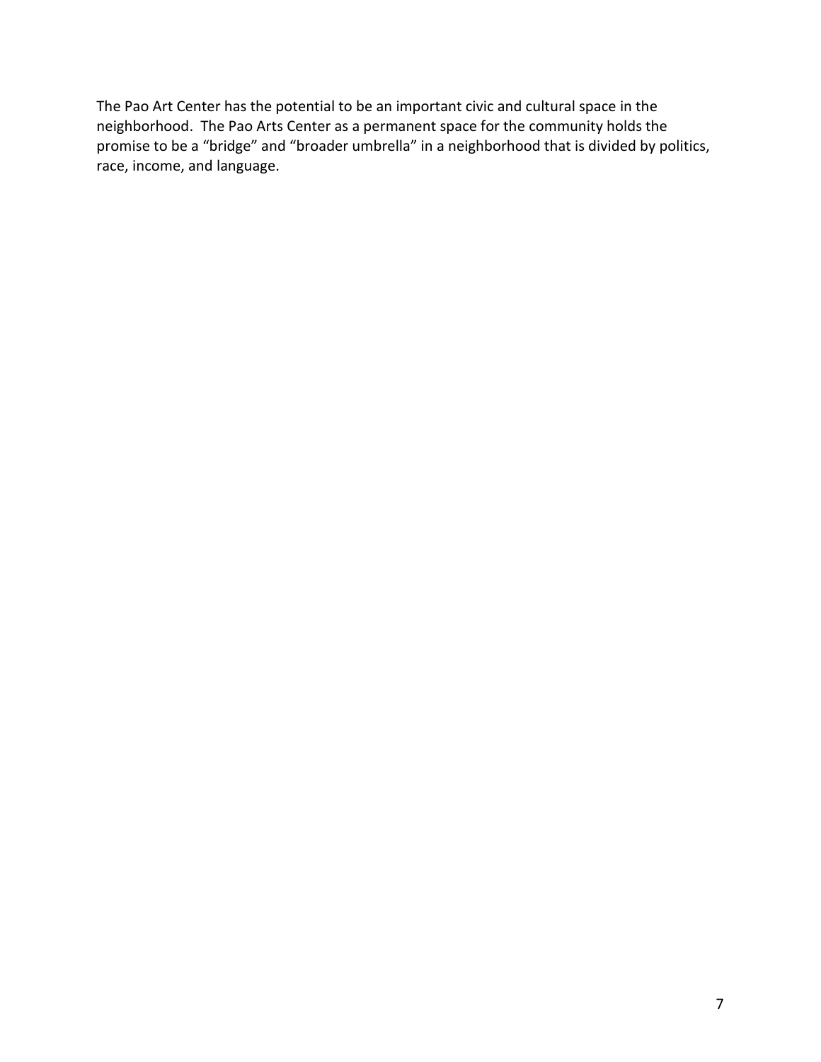The Pao Art Center has the potential to be an important civic and cultural space in the neighborhood. The Pao Arts Center as a permanent space for the community holds the promise to be a “bridge” and “broader umbrella” in a neighborhood that is divided by politics, race, income, and language.